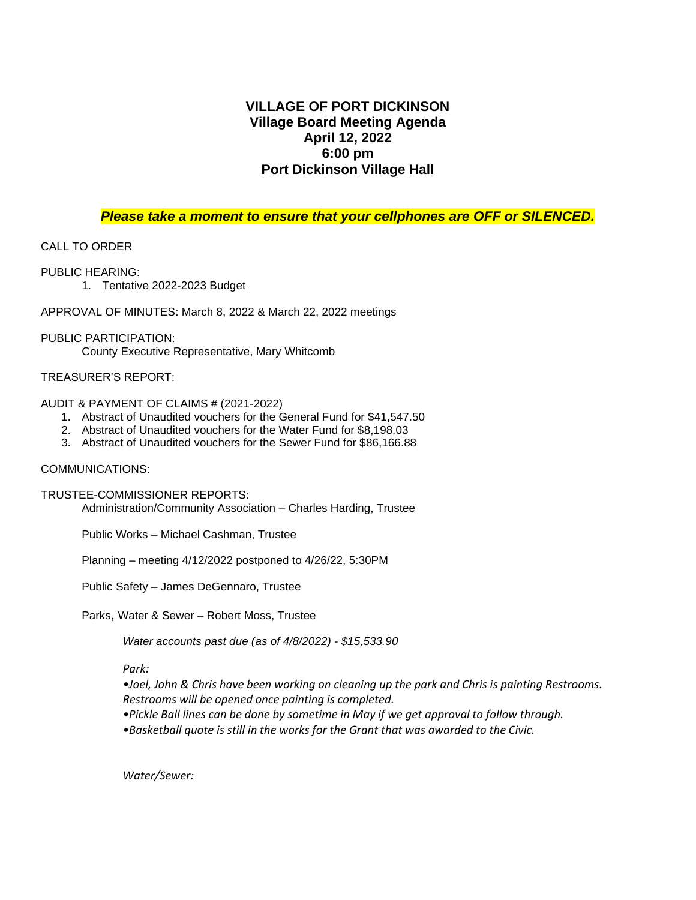# VILLAGE OF PORT DICKINSON
## Village Board Meeting Agenda
## April 12, 2022
## 6:00 pm
## Port Dickinson Village Hall

***Please take a moment to ensure that your cellphones are OFF or SILENCED.***

CALL TO ORDER

PUBLIC HEARING:

1. Tentative 2022-2023 Budget

APPROVAL OF MINUTES: March 8, 2022 & March 22, 2022 meetings

PUBLIC PARTICIPATION:

County Executive Representative, Mary Whitcomb

TREASURER'S REPORT:

AUDIT & PAYMENT OF CLAIMS # (2021-2022)

1. Abstract of Unaudited vouchers for the General Fund for $41,547.50
2. Abstract of Unaudited vouchers for the Water Fund for $8,198.03
3. Abstract of Unaudited vouchers for the Sewer Fund for $86,166.88

COMMUNICATIONS:

TRUSTEE-COMMISSIONER REPORTS:

Administration/Community Association – Charles Harding, Trustee

Public Works – Michael Cashman, Trustee

Planning – meeting 4/12/2022 postponed to 4/26/22, 5:30PM

Public Safety – James DeGennaro, Trustee

Parks, Water & Sewer – Robert Moss, Trustee

*Water accounts past due (as of 4/8/2022) - $15,533.90*

*Park:*

*•Joel, John & Chris have been working on cleaning up the park and Chris is painting Restrooms. Restrooms will be opened once painting is completed.*

*•Pickle Ball lines can be done by sometime in May if we get approval to follow through.*

*•Basketball quote is still in the works for the Grant that was awarded to the Civic.*

*Water/Sewer:*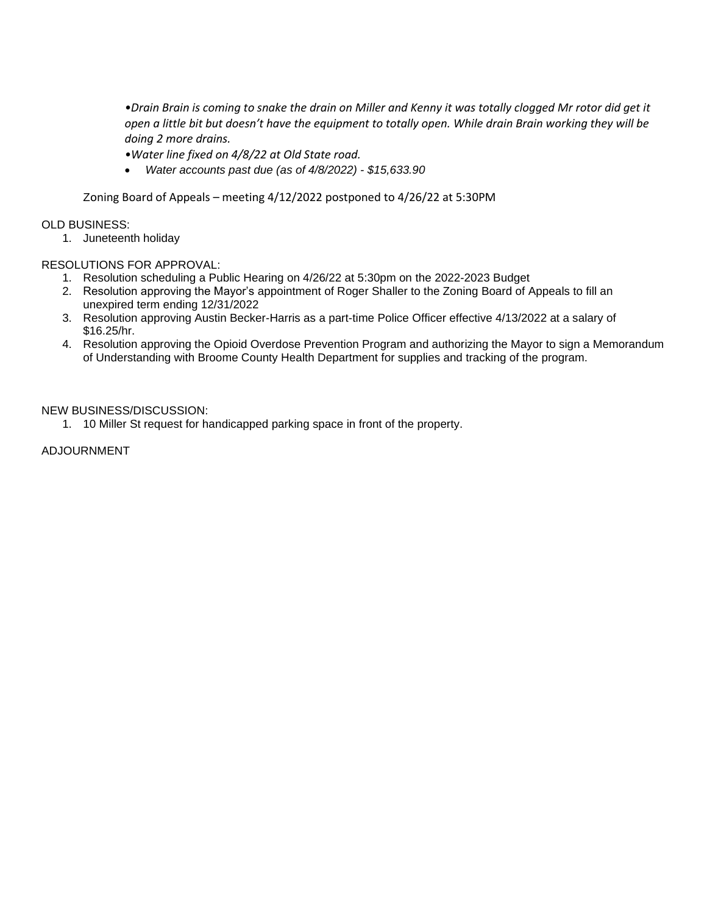- *Drain Brain is coming to snake the drain on Miller and Kenny it was totally clogged Mr rotor did get it open a little bit but doesn't have the equipment to totally open. While drain Brain working they will be doing 2 more drains.*
- *Water line fixed on 4/8/22 at Old State road.*
- *Water accounts past due (as of 4/8/2022) - $15,633.90*

Zoning Board of Appeals – meeting 4/12/2022 postponed to 4/26/22 at 5:30PM

OLD BUSINESS:

1. Juneteenth holiday

RESOLUTIONS FOR APPROVAL:

1. Resolution scheduling a Public Hearing on 4/26/22 at 5:30pm on the 2022-2023 Budget
2. Resolution approving the Mayor's appointment of Roger Shaller to the Zoning Board of Appeals to fill an unexpired term ending 12/31/2022
3. Resolution approving Austin Becker-Harris as a part-time Police Officer effective 4/13/2022 at a salary of $16.25/hr.
4. Resolution approving the Opioid Overdose Prevention Program and authorizing the Mayor to sign a Memorandum of Understanding with Broome County Health Department for supplies and tracking of the program.

NEW BUSINESS/DISCUSSION:

1. 10 Miller St request for handicapped parking space in front of the property.

ADJOURNMENT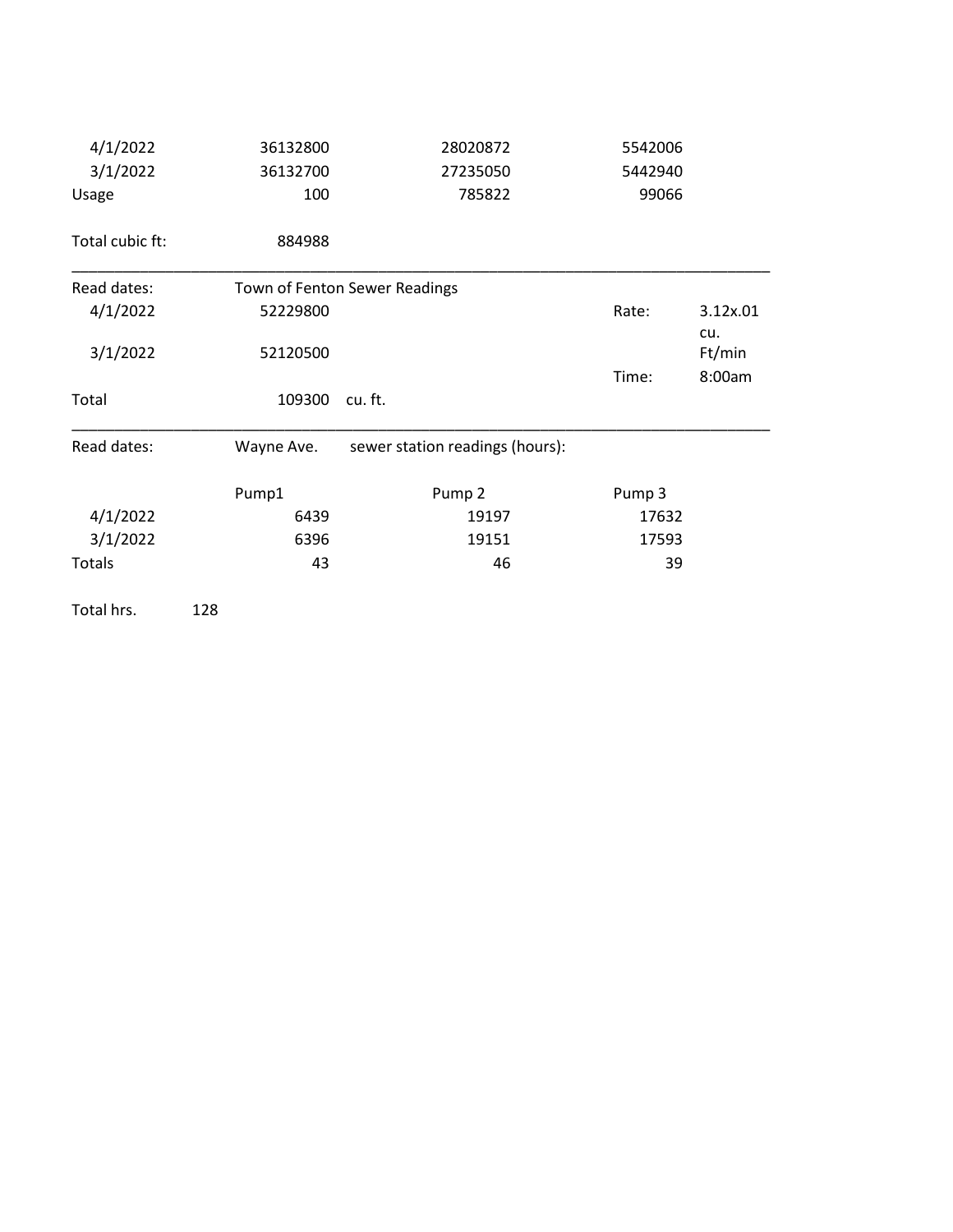| | | | | |
|---|---|---|---|---|
| 4/1/2022 | 36132800 | 28020872 | 5542006 | |
| 3/1/2022 | 36132700 | 27235050 | 5442940 | |
| Usage | 100 | 785822 | 99066 | |

Total cubic ft: 884988

---

| Read dates: | Town of Fenton Sewer Readings | | | |
|---|---|---|---|---|
| 4/1/2022 | 52229800 | | Rate: | 3.12x.01 cu. Ft/min |
| 3/1/2022 | 52120500 | | | |
| | | | Time: | 8:00am |
| Total | 109300 | cu. ft. | | |

---

| Read dates: | Wayne Ave. | sewer station readings (hours): | |
|---|---|---|---|
| | Pump1 | Pump 2 | Pump 3 |
| 4/1/2022 | 6439 | 19197 | 17632 |
| 3/1/2022 | 6396 | 19151 | 17593 |
| Totals | 43 | 46 | 39 |

Total hrs. 128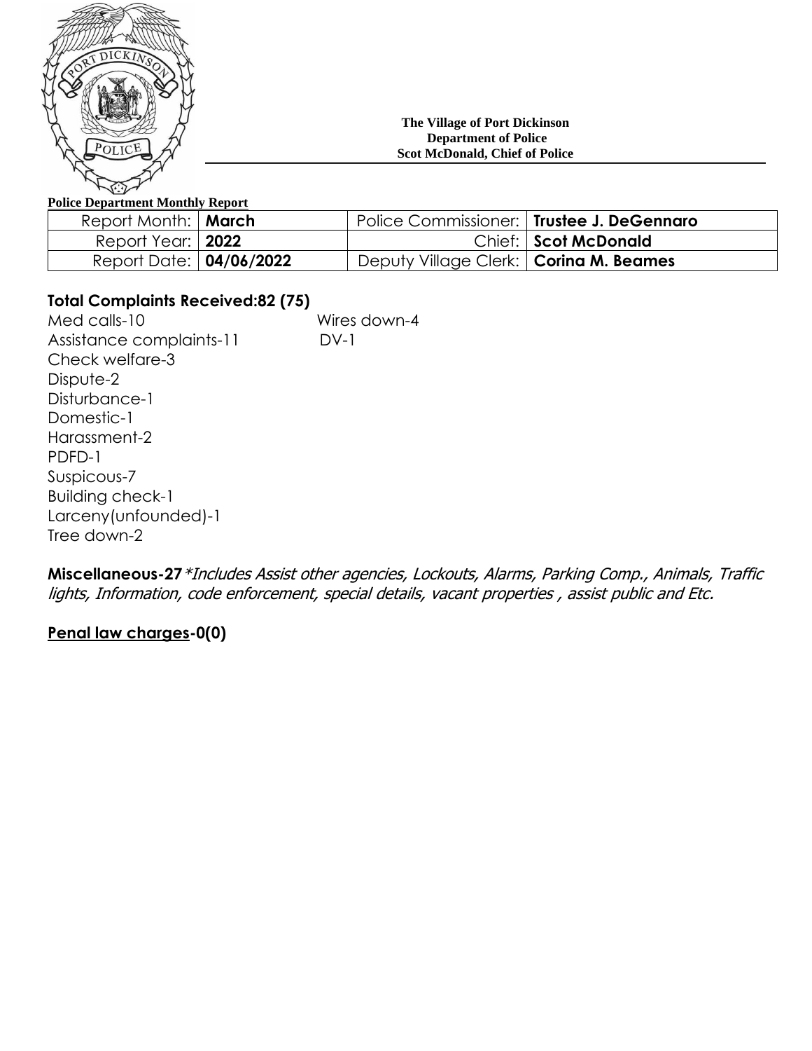**The Village of Port Dickinson**
**Department of Police**
**Scot McDonald, Chief of Police**

**Police Department Monthly Report**

| | | | |
|---|---|---|---|
| Report Month: | **March** | Police Commissioner: | **Trustee J. DeGennaro** |
| Report Year: | **2022** | Chief: | **Scot McDonald** |
| Report Date: | **04/06/2022** | Deputy Village Clerk: | **Corina M. Beames** |

**Total Complaints Received:82 (75)**

Med calls-10
Assistance complaints-11
Check welfare-3
Dispute-2
Disturbance-1
Domestic-1
Harassment-2
PDFD-1
Suspicous-7
Building check-1
Larceny(unfounded)-1
Tree down-2
Wires down-4
DV-1

**Miscellaneous-27** *\*Includes Assist other agencies, Lockouts, Alarms, Parking Comp., Animals, Traffic lights, Information, code enforcement, special details, vacant properties , assist public and Etc.*

**Penal law charges-0(0)**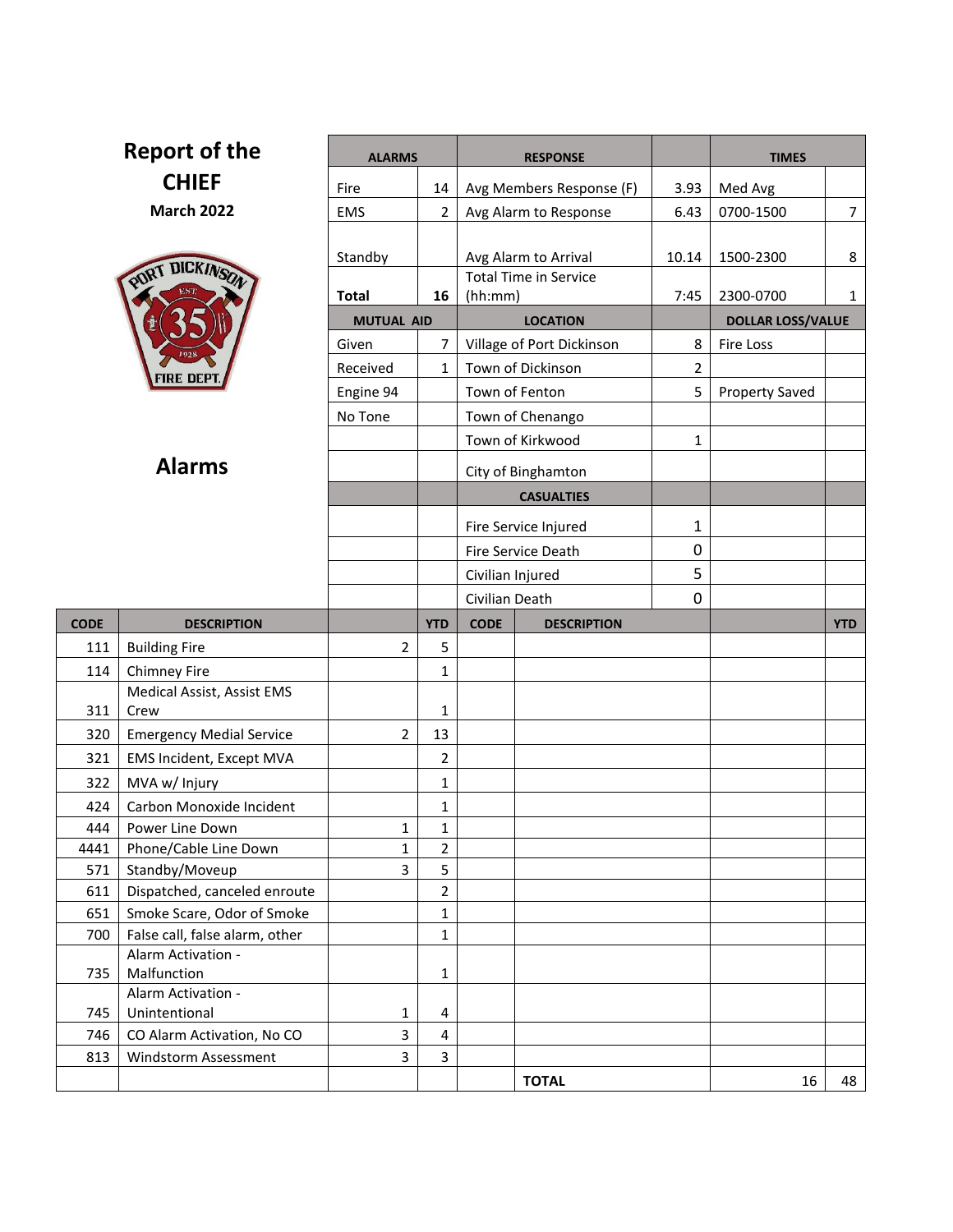# Report of the CHIEF

**March 2022**

| ALARMS | | RESPONSE | | TIMES | |
|---|---|---|---|---|---|
| Fire | 14 | Avg Members Response (F) | 3.93 | Med Avg | |
| EMS | 2 | Avg Alarm to Response | 6.43 | 0700-1500 | 7 |
| Standby | | Avg Alarm to Arrival | 10.14 | 1500-2300 | 8 |
| **Total** | **16** | Total Time in Service (hh:mm) | 7:45 | 2300-0700 | 1 |
| **MUTUAL AID** | | **LOCATION** | | **DOLLAR LOSS/VALUE** | |
| Given | 7 | Village of Port Dickinson | 8 | Fire Loss | |
| Received | 1 | Town of Dickinson | 2 | | |
| Engine 94 | | Town of Fenton | 5 | Property Saved | |
| No Tone | | Town of Chenango | | | |
| | | Town of Kirkwood | 1 | | |
| | | City of Binghamton | | | |
| | | **CASUALTIES** | | | |
| | | Fire Service Injured | 1 | | |
| | | Fire Service Death | 0 | | |
| | | Civilian Injured | 5 | | |
| | | Civilian Death | 0 | | |

## Alarms

| CODE | DESCRIPTION | | YTD | CODE | DESCRIPTION | | YTD |
|---|---|---|---|---|---|---|---|
| 111 | Building Fire | 2 | 5 | | | | |
| 114 | Chimney Fire | | 1 | | | | |
| 311 | Medical Assist, Assist EMS Crew | | 1 | | | | |
| 320 | Emergency Medial Service | 2 | 13 | | | | |
| 321 | EMS Incident, Except MVA | | 2 | | | | |
| 322 | MVA w/ Injury | | 1 | | | | |
| 424 | Carbon Monoxide Incident | | 1 | | | | |
| 444 | Power Line Down | 1 | 1 | | | | |
| 4441 | Phone/Cable Line Down | 1 | 2 | | | | |
| 571 | Standby/Moveup | 3 | 5 | | | | |
| 611 | Dispatched, canceled enroute | | 2 | | | | |
| 651 | Smoke Scare, Odor of Smoke | | 1 | | | | |
| 700 | False call, false alarm, other | | 1 | | | | |
| 735 | Alarm Activation - Malfunction | | 1 | | | | |
| 745 | Alarm Activation - Unintentional | 1 | 4 | | | | |
| 746 | CO Alarm Activation, No CO | 3 | 4 | | | | |
| 813 | Windstorm Assessment | 3 | 3 | | | | |
| | | | | | **TOTAL** | 16 | 48 |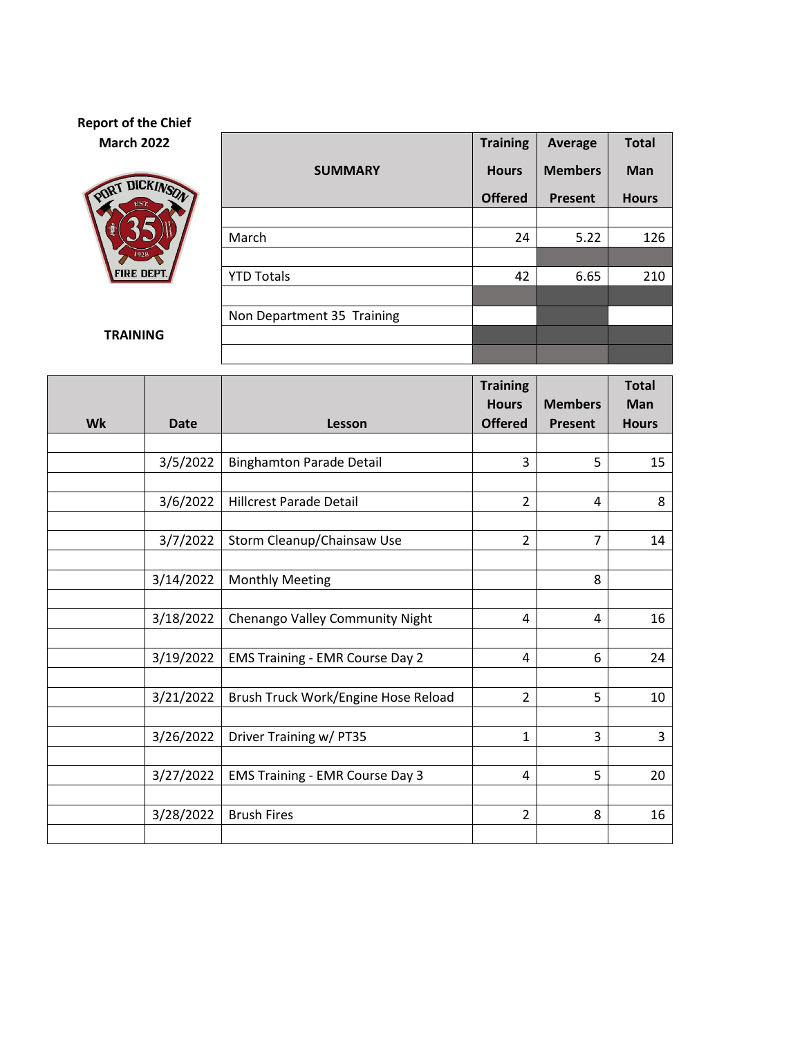**Report of the Chief**

**March 2022**

**TRAINING**

| SUMMARY | Training Hours Offered | Average Members Present | Total Man Hours |
|---|---|---|---|
| | | | |
| March | 24 | 5.22 | 126 |
| | | | |
| YTD Totals | 42 | 6.65 | 210 |
| | | | |
| Non Department 35 Training | | | |
| | | | |
| | | | |

| Wk | Date | Lesson | Training Hours Offered | Members Present | Total Man Hours |
|---|---|---|---|---|---|
| | | | | | |
| | 3/5/2022 | Binghamton Parade Detail | 3 | 5 | 15 |
| | | | | | |
| | 3/6/2022 | Hillcrest Parade Detail | 2 | 4 | 8 |
| | | | | | |
| | 3/7/2022 | Storm Cleanup/Chainsaw Use | 2 | 7 | 14 |
| | | | | | |
| | 3/14/2022 | Monthly Meeting | | 8 | |
| | | | | | |
| | 3/18/2022 | Chenango Valley Community Night | 4 | 4 | 16 |
| | | | | | |
| | 3/19/2022 | EMS Training - EMR Course Day 2 | 4 | 6 | 24 |
| | | | | | |
| | 3/21/2022 | Brush Truck Work/Engine Hose Reload | 2 | 5 | 10 |
| | | | | | |
| | 3/26/2022 | Driver Training w/ PT35 | 1 | 3 | 3 |
| | | | | | |
| | 3/27/2022 | EMS Training - EMR Course Day 3 | 4 | 5 | 20 |
| | | | | | |
| | 3/28/2022 | Brush Fires | 2 | 8 | 16 |
| | | | | | |